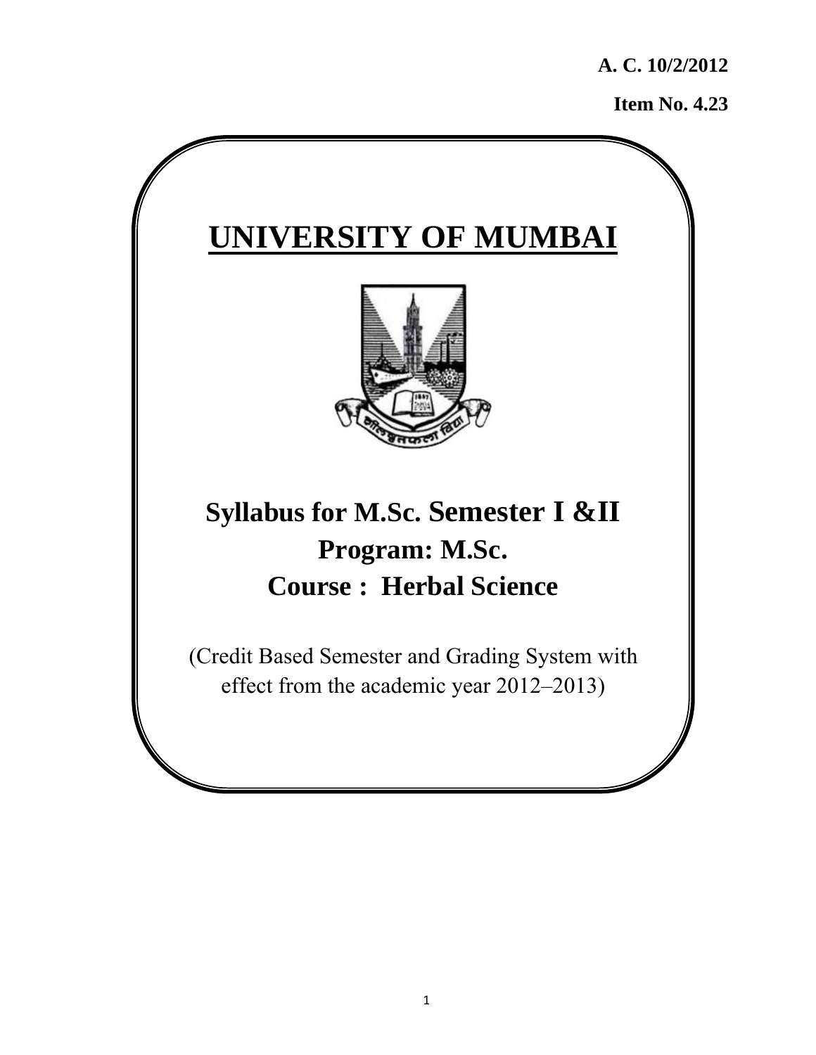**A. C. 10/2/2012**

**Item No. 4.23**

# UNIVERSITY OF MUMBAI

## Syllabus for M.Sc. Semester I &II
## Program: M.Sc.
## Course : Herbal Science

(Credit Based Semester and Grading System with effect from the academic year 2012–2013)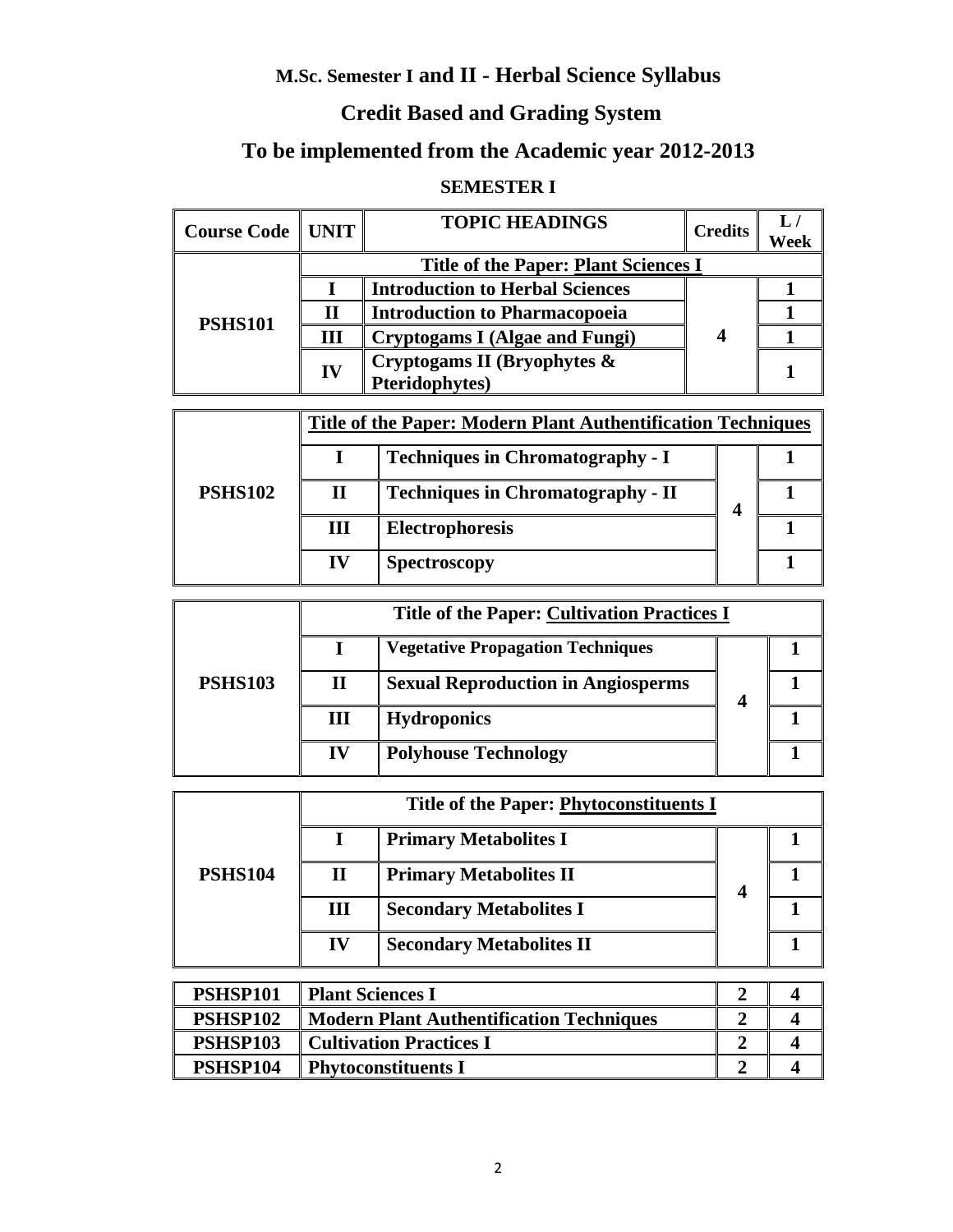## M.Sc. Semester I and II - Herbal Science Syllabus

## Credit Based and Grading System

## To be implemented from the Academic year 2012-2013

### SEMESTER I

| Course Code | UNIT | TOPIC HEADINGS | Credits | L / Week |
|---|---|---|---|---|
| PSHS101 | | Title of the Paper: Plant Sciences I | | |
| | I | Introduction to Herbal Sciences | 4 | 1 |
| | II | Introduction to Pharmacopoeia | | 1 |
| | III | Cryptogams I (Algae and Fungi) | | 1 |
| | IV | Cryptogams II (Bryophytes & Pteridophytes) | | 1 |
| PSHS102 | | Title of the Paper: Modern Plant Authentification Techniques | | |
| | I | Techniques in Chromatography - I | 4 | 1 |
| | II | Techniques in Chromatography - II | | 1 |
| | III | Electrophoresis | | 1 |
| | IV | Spectroscopy | | 1 |
| PSHS103 | | Title of the Paper: Cultivation Practices I | | |
| | I | Vegetative Propagation Techniques | 4 | 1 |
| | II | Sexual Reproduction in Angiosperms | | 1 |
| | III | Hydroponics | | 1 |
| | IV | Polyhouse Technology | | 1 |
| PSHS104 | | Title of the Paper: Phytoconstituents I | | |
| | I | Primary Metabolites I | 4 | 1 |
| | II | Primary Metabolites II | | 1 |
| | III | Secondary Metabolites I | | 1 |
| | IV | Secondary Metabolites II | | 1 |

| Course Code | Title | Credits | L / Week |
|---|---|---|---|
| PSHSP101 | Plant Sciences I | 2 | 4 |
| PSHSP102 | Modern Plant Authentification Techniques | 2 | 4 |
| PSHSP103 | Cultivation Practices I | 2 | 4 |
| PSHSP104 | Phytoconstituents I | 2 | 4 |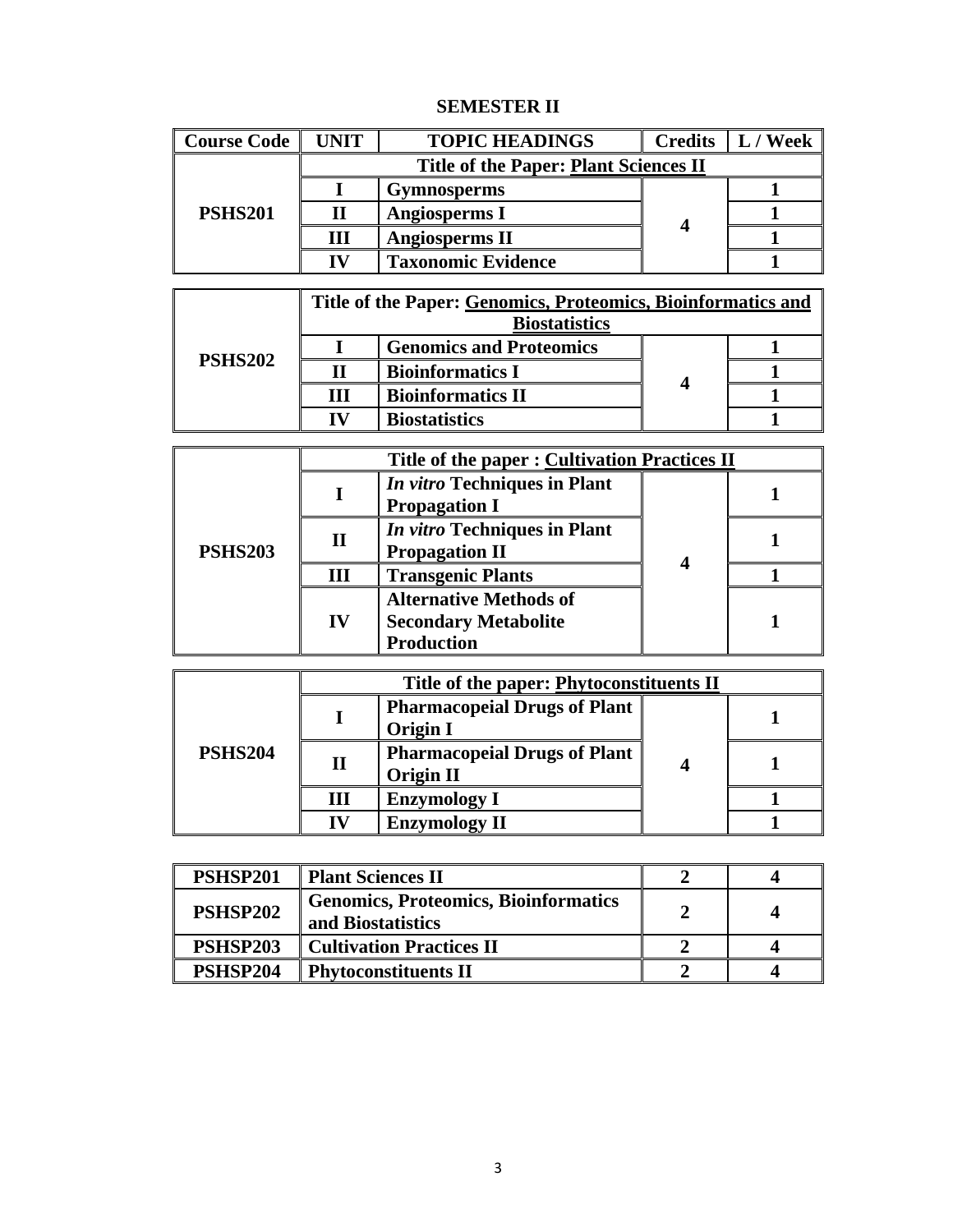## SEMESTER II

| Course Code | UNIT | TOPIC HEADINGS | Credits | L / Week |
|---|---|---|---|---|
| **PSHS201** | **Title of the Paper: Plant Sciences II** | | | |
| | I | Gymnosperms | 4 | 1 |
| | II | Angiosperms I | | 1 |
| | III | Angiosperms II | | 1 |
| | IV | Taxonomic Evidence | | 1 |
| **PSHS202** | **Title of the Paper: Genomics, Proteomics, Bioinformatics and Biostatistics** | | | |
| | I | Genomics and Proteomics | 4 | 1 |
| | II | Bioinformatics I | | 1 |
| | III | Bioinformatics II | | 1 |
| | IV | Biostatistics | | 1 |
| **PSHS203** | **Title of the paper : Cultivation Practices II** | | | |
| | I | *In vitro* Techniques in Plant Propagation I | 4 | 1 |
| | II | *In vitro* Techniques in Plant Propagation II | | 1 |
| | III | Transgenic Plants | | 1 |
| | IV | Alternative Methods of Secondary Metabolite Production | | 1 |
| **PSHS204** | **Title of the paper: Phytoconstituents II** | | | |
| | I | Pharmacopeial Drugs of Plant Origin I | 4 | 1 |
| | II | Pharmacopeial Drugs of Plant Origin II | | 1 |
| | III | Enzymology I | | 1 |
| | IV | Enzymology II | | 1 |

| | | | |
|---|---|---|---|
| **PSHSP201** | Plant Sciences II | 2 | 4 |
| **PSHSP202** | Genomics, Proteomics, Bioinformatics and Biostatistics | 2 | 4 |
| **PSHSP203** | Cultivation Practices II | 2 | 4 |
| **PSHSP204** | Phytoconstituents II | 2 | 4 |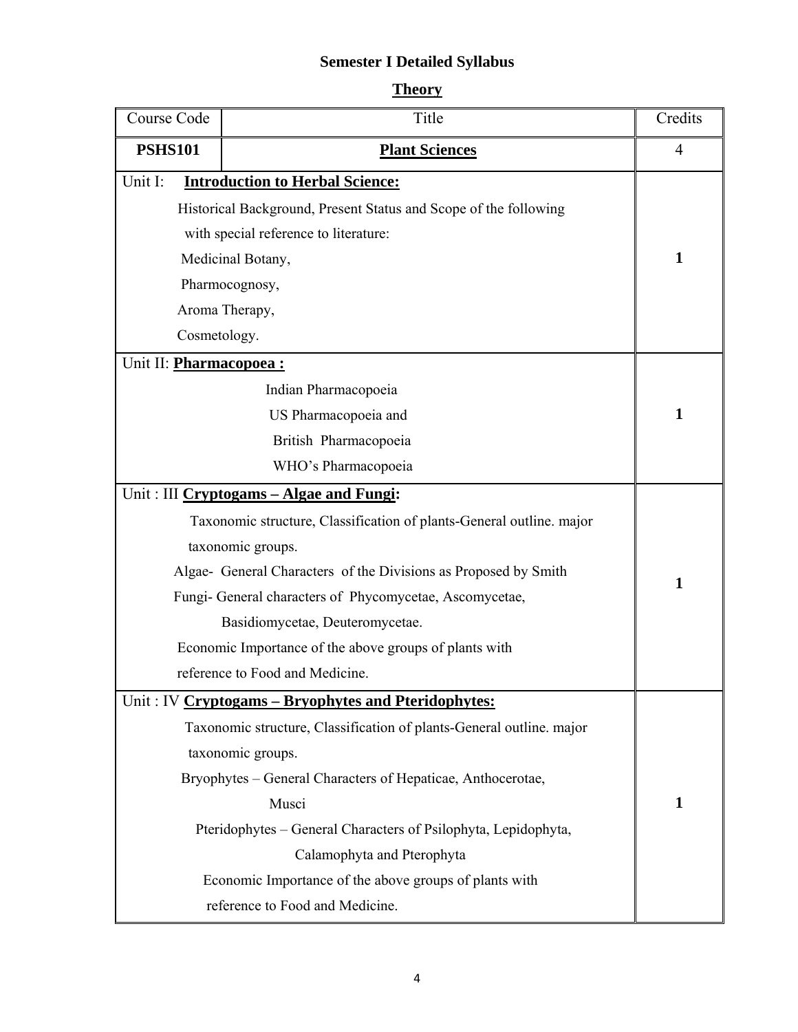# Semester I Detailed Syllabus

## Theory

| Course Code | Title | Credits |
|---|---|---|
| **PSHS101** | **Plant Sciences** | 4 |
| Unit I: **Introduction to Herbal Science:**<br>Historical Background, Present Status and Scope of the following with special reference to literature:<br>Medicinal Botany,<br>Pharmocognosy,<br>Aroma Therapy,<br>Cosmetology. | | **1** |
| Unit II: **Pharmacopoea :**<br>Indian Pharmacopoeia<br>US Pharmacopoeia and<br>British Pharmacopoeia<br>WHO's Pharmacopoeia | | **1** |
| Unit : III **Cryptogams – Algae and Fungi:**<br>Taxonomic structure, Classification of plants-General outline. major taxonomic groups.<br>Algae- General Characters of the Divisions as Proposed by Smith<br>Fungi- General characters of Phycomycetae, Ascomycetae, Basidiomycetae, Deuteromycetae.<br>Economic Importance of the above groups of plants with reference to Food and Medicine. | | **1** |
| Unit : IV **Cryptogams – Bryophytes and Pteridophytes:**<br>Taxonomic structure, Classification of plants-General outline. major taxonomic groups.<br>Bryophytes – General Characters of Hepaticae, Anthocerotae, Musci<br>Pteridophytes – General Characters of Psilophyta, Lepidophyta, Calamophyta and Pterophyta<br>Economic Importance of the above groups of plants with reference to Food and Medicine. | | **1** |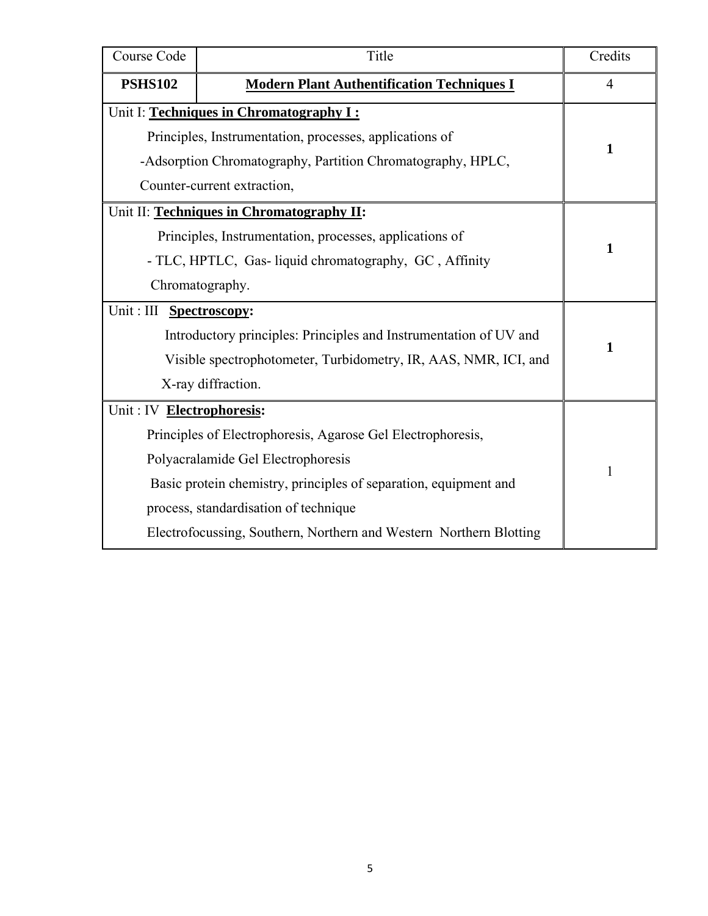| Course Code | Title | Credits |
|---|---|---|
| **PSHS102** | **Modern Plant Authentification Techniques I** | 4 |
| Unit I: **Techniques in Chromatography I :**<br>Principles, Instrumentation, processes, applications of<br>-Adsorption Chromatography, Partition Chromatography, HPLC, Counter-current extraction, | | **1** |
| Unit II: **Techniques in Chromatography II:**<br>Principles, Instrumentation, processes, applications of<br>- TLC, HPTLC, Gas- liquid chromatography, GC , Affinity Chromatography. | | **1** |
| Unit : III **Spectroscopy:**<br>Introductory principles: Principles and Instrumentation of UV and Visible spectrophotometer, Turbidometry, IR, AAS, NMR, ICI, and X-ray diffraction. | | **1** |
| Unit : IV **Electrophoresis:**<br>Principles of Electrophoresis, Agarose Gel Electrophoresis, Polyacralamide Gel Electrophoresis<br>Basic protein chemistry, principles of separation, equipment and process, standardisation of technique<br>Electrofocussing, Southern, Northern and Western Northern Blotting | | 1 |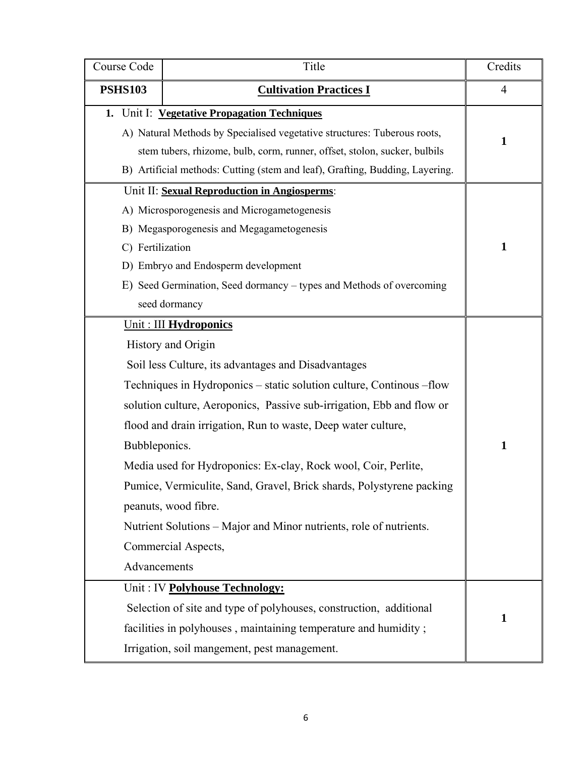| Course Code | Title | Credits |
|---|---|---|
| **PSHS103** | **Cultivation Practices I** | 4 |
| **1.** Unit I: **Vegetative Propagation Techniques**<br>A) Natural Methods by Specialised vegetative structures: Tuberous roots, stem tubers, rhizome, bulb, corm, runner, offset, stolon, sucker, bulbils<br>B) Artificial methods: Cutting (stem and leaf), Grafting, Budding, Layering. | | **1** |
| Unit II: **Sexual Reproduction in Angiosperms**:<br>A) Microsporogenesis and Microgametogenesis<br>B) Megasporogenesis and Megagametogenesis<br>C) Fertilization<br>D) Embryo and Endosperm development<br>E) Seed Germination, Seed dormancy – types and Methods of overcoming seed dormancy | | **1** |
| Unit : III **Hydroponics**<br>History and Origin<br>Soil less Culture, its advantages and Disadvantages<br>Techniques in Hydroponics – static solution culture, Continous –flow solution culture, Aeroponics, Passive sub-irrigation, Ebb and flow or flood and drain irrigation, Run to waste, Deep water culture, Bubbleponics.<br>Media used for Hydroponics: Ex-clay, Rock wool, Coir, Perlite, Pumice, Vermiculite, Sand, Gravel, Brick shards, Polystyrene packing peanuts, wood fibre.<br>Nutrient Solutions – Major and Minor nutrients, role of nutrients.<br>Commercial Aspects,<br>Advancements | | **1** |
| Unit : IV **Polyhouse Technology:**<br>Selection of site and type of polyhouses, construction, additional facilities in polyhouses , maintaining temperature and humidity ; Irrigation, soil mangement, pest management. | | **1** |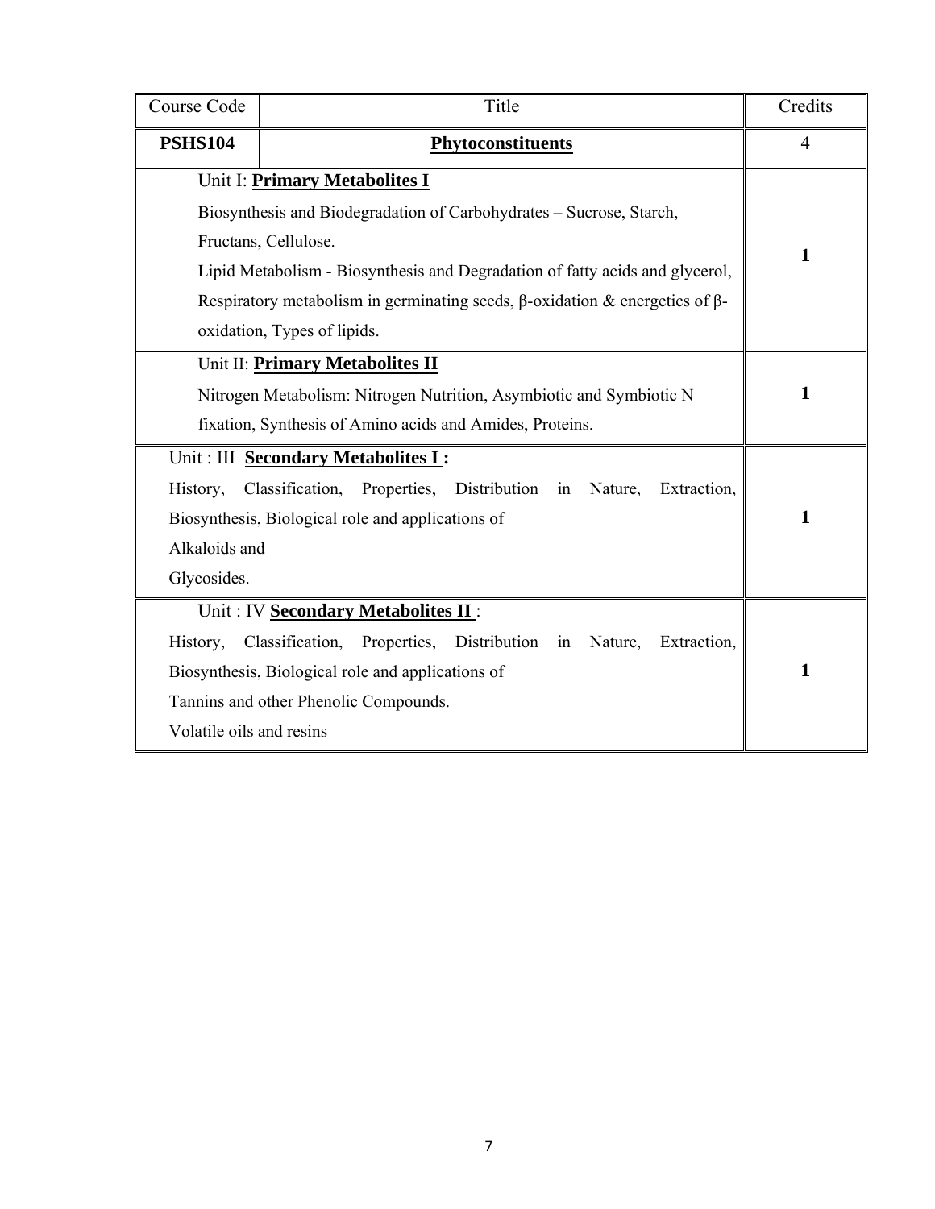| Course Code | Title | Credits |
|---|---|---|
| **PSHS104** | **Phytoconstituents** | 4 |
| Unit I: **Primary Metabolites I**<br>Biosynthesis and Biodegradation of Carbohydrates – Sucrose, Starch, Fructans, Cellulose.<br>Lipid Metabolism - Biosynthesis and Degradation of fatty acids and glycerol, Respiratory metabolism in germinating seeds, β-oxidation & energetics of β-oxidation, Types of lipids. | | **1** |
| Unit II: **Primary Metabolites II**<br>Nitrogen Metabolism: Nitrogen Nutrition, Asymbiotic and Symbiotic N fixation, Synthesis of Amino acids and Amides, Proteins. | | **1** |
| Unit : III **Secondary Metabolites I :**<br>History, Classification, Properties, Distribution in Nature, Extraction, Biosynthesis, Biological role and applications of<br>Alkaloids and<br>Glycosides. | | **1** |
| Unit : IV **Secondary Metabolites II** :<br>History, Classification, Properties, Distribution in Nature, Extraction, Biosynthesis, Biological role and applications of<br>Tannins and other Phenolic Compounds.<br>Volatile oils and resins | | **1** |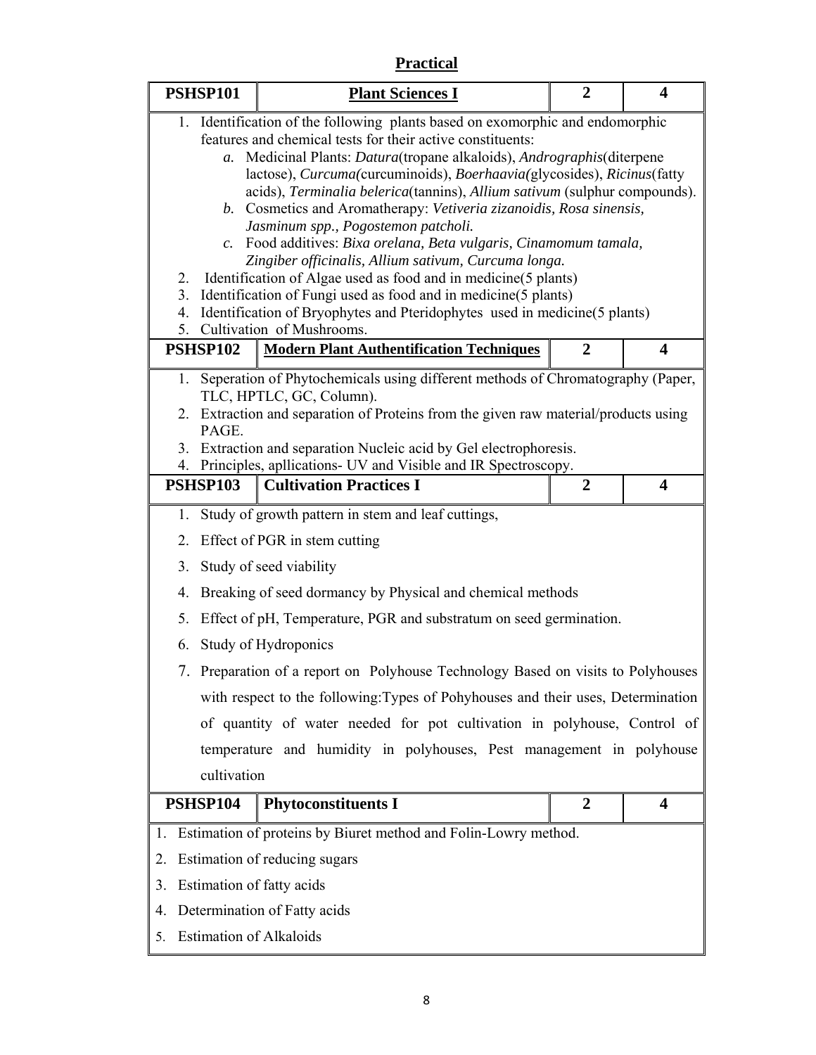## Practical

| PSHSP101 | Plant Sciences I | 2 | 4 |
|---|---|---|---|

1. Identification of the following plants based on exomorphic and endomorphic features and chemical tests for their active constituents:
   a. Medicinal Plants: *Datura*(tropane alkaloids), *Andrographis*(diterpene lactose), *Curcuma(*curcuminoids), *Boerhaavia(*glycosides), *Ricinus*(fatty acids), *Terminalia belerica*(tannins), *Allium sativum* (sulphur compounds).
   b. Cosmetics and Aromatherapy: *Vetiveria zizanoidis, Rosa sinensis, Jasminum spp., Pogostemon patcholi.*
   c. Food additives: *Bixa orelana, Beta vulgaris, Cinamomum tamala, Zingiber officinalis, Allium sativum, Curcuma longa.*
2. Identification of Algae used as food and in medicine(5 plants)
3. Identification of Fungi used as food and in medicine(5 plants)
4. Identification of Bryophytes and Pteridophytes used in medicine(5 plants)
5. Cultivation of Mushrooms.

| PSHSP102 | Modern Plant Authentification Techniques | 2 | 4 |
|---|---|---|---|

1. Seperation of Phytochemicals using different methods of Chromatography (Paper, TLC, HPTLC, GC, Column).
2. Extraction and separation of Proteins from the given raw material/products using PAGE.
3. Extraction and separation Nucleic acid by Gel electrophoresis.
4. Principles, apllications- UV and Visible and IR Spectroscopy.

| PSHSP103 | Cultivation Practices I | 2 | 4 |
|---|---|---|---|

1. Study of growth pattern in stem and leaf cuttings,
2. Effect of PGR in stem cutting
3. Study of seed viability
4. Breaking of seed dormancy by Physical and chemical methods
5. Effect of pH, Temperature, PGR and substratum on seed germination.
6. Study of Hydroponics
7. Preparation of a report on Polyhouse Technology Based on visits to Polyhouses with respect to the following:Types of Pohyhouses and their uses, Determination of quantity of water needed for pot cultivation in polyhouse, Control of temperature and humidity in polyhouses, Pest management in polyhouse cultivation

| PSHSP104 | Phytoconstituents I | 2 | 4 |
|---|---|---|---|

1. Estimation of proteins by Biuret method and Folin-Lowry method.
2. Estimation of reducing sugars
3. Estimation of fatty acids
4. Determination of Fatty acids
5. Estimation of Alkaloids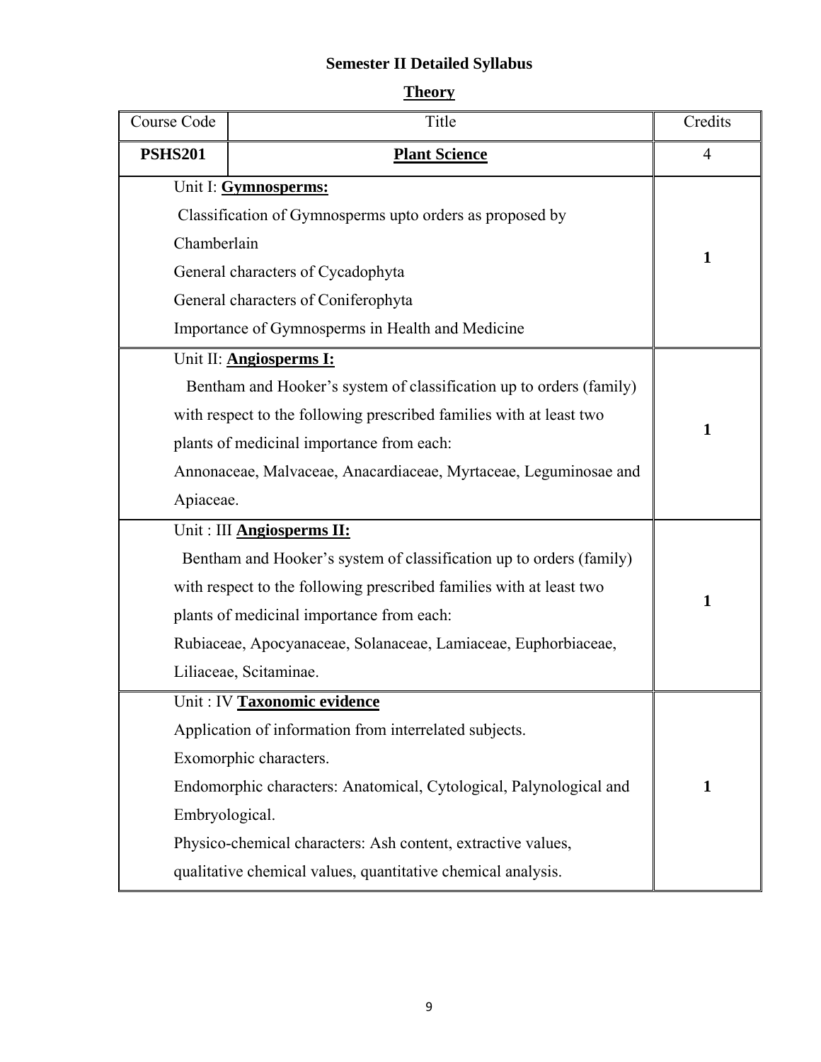# Semester II Detailed Syllabus

## Theory

| Course Code | Title | Credits |
|---|---|---|
| **PSHS201** | **Plant Science** | 4 |
| Unit I: **Gymnosperms:**<br>Classification of Gymnosperms upto orders as proposed by Chamberlain<br>General characters of Cycadophyta<br>General characters of Coniferophyta<br>Importance of Gymnosperms in Health and Medicine | | **1** |
| Unit II: **Angiosperms I:**<br>Bentham and Hooker's system of classification up to orders (family) with respect to the following prescribed families with at least two plants of medicinal importance from each:<br>Annonaceae, Malvaceae, Anacardiaceae, Myrtaceae, Leguminosae and Apiaceae. | | **1** |
| Unit : III **Angiosperms II:**<br>Bentham and Hooker's system of classification up to orders (family) with respect to the following prescribed families with at least two plants of medicinal importance from each:<br>Rubiaceae, Apocyanaceae, Solanaceae, Lamiaceae, Euphorbiaceae, Liliaceae, Scitaminae. | | **1** |
| Unit : IV **Taxonomic evidence**<br>Application of information from interrelated subjects.<br>Exomorphic characters.<br>Endomorphic characters: Anatomical, Cytological, Palynological and Embryological.<br>Physico-chemical characters: Ash content, extractive values, qualitative chemical values, quantitative chemical analysis. | | **1** |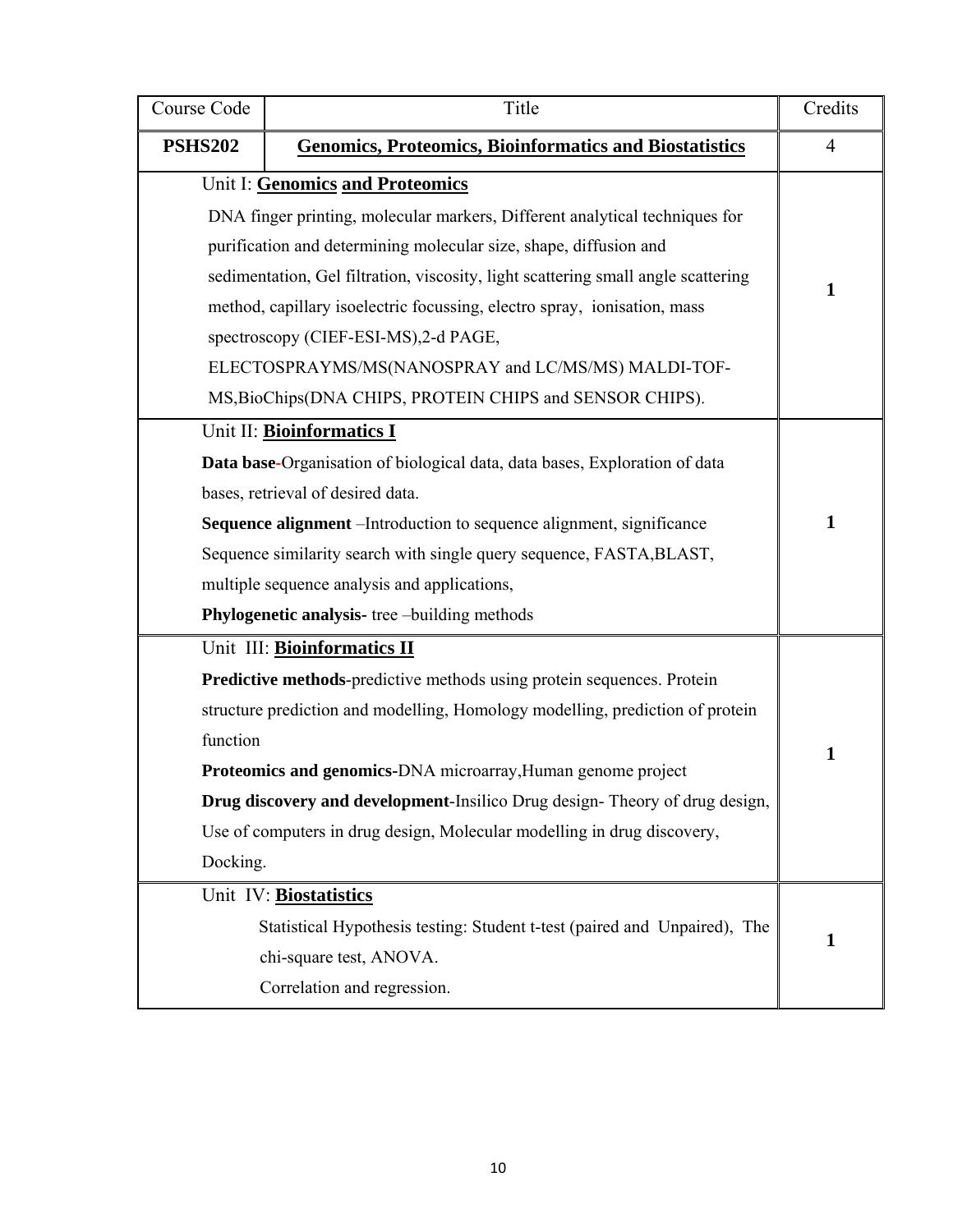| Course Code | Title | Credits |
|---|---|---|
| **PSHS202** | **Genomics, Proteomics, Bioinformatics and Biostatistics** | 4 |
| Unit I: **Genomics and Proteomics**<br>DNA finger printing, molecular markers, Different analytical techniques for purification and determining molecular size, shape, diffusion and sedimentation, Gel filtration, viscosity, light scattering small angle scattering method, capillary isoelectric focussing, electro spray, ionisation, mass spectroscopy (CIEF-ESI-MS),2-d PAGE, ELECTOSPRAYMS/MS(NANOSPRAY and LC/MS/MS) MALDI-TOF-MS,BioChips(DNA CHIPS, PROTEIN CHIPS and SENSOR CHIPS). | | **1** |
| Unit II: **Bioinformatics I**<br>**Data base**-Organisation of biological data, data bases, Exploration of data bases, retrieval of desired data.<br>**Sequence alignment** –Introduction to sequence alignment, significance Sequence similarity search with single query sequence, FASTA,BLAST, multiple sequence analysis and applications,<br>**Phylogenetic analysis**- tree –building methods | | **1** |
| Unit III: **Bioinformatics II**<br>**Predictive methods**-predictive methods using protein sequences. Protein structure prediction and modelling, Homology modelling, prediction of protein function<br>**Proteomics and genomics**-DNA microarray,Human genome project<br>**Drug discovery and development**-Insilico Drug design- Theory of drug design, Use of computers in drug design, Molecular modelling in drug discovery, Docking. | | **1** |
| Unit IV: **Biostatistics**<br>Statistical Hypothesis testing: Student t-test (paired and Unpaired), The chi-square test, ANOVA.<br>Correlation and regression. | | **1** |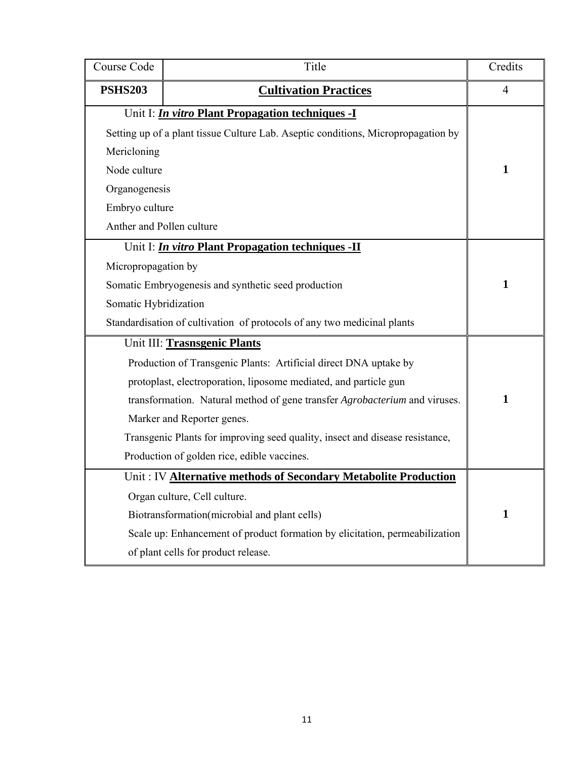| Course Code | Title | Credits |
|---|---|---|
| **PSHS203** | **Cultivation Practices** | 4 |
| Unit I: ***In vitro* Plant Propagation techniques -I**<br>Setting up of a plant tissue Culture Lab. Aseptic conditions, Micropropagation by<br>Mericloning<br>Node culture<br>Organogenesis<br>Embryo culture<br>Anther and Pollen culture | | **1** |
| Unit I: ***In vitro* Plant Propagation techniques -II**<br>Micropropagation by<br>Somatic Embryogenesis and synthetic seed production<br>Somatic Hybridization<br>Standardisation of cultivation of protocols of any two medicinal plants | | **1** |
| Unit III: **Trasnsgenic Plants**<br>Production of Transgenic Plants: Artificial direct DNA uptake by protoplast, electroporation, liposome mediated, and particle gun transformation. Natural method of gene transfer *Agrobacterium* and viruses. Marker and Reporter genes.<br>Transgenic Plants for improving seed quality, insect and disease resistance, Production of golden rice, edible vaccines. | | **1** |
| Unit : IV **Alternative methods of Secondary Metabolite Production**<br>Organ culture, Cell culture.<br>Biotransformation(microbial and plant cells)<br>Scale up: Enhancement of product formation by elicitation, permeabilization of plant cells for product release. | | **1** |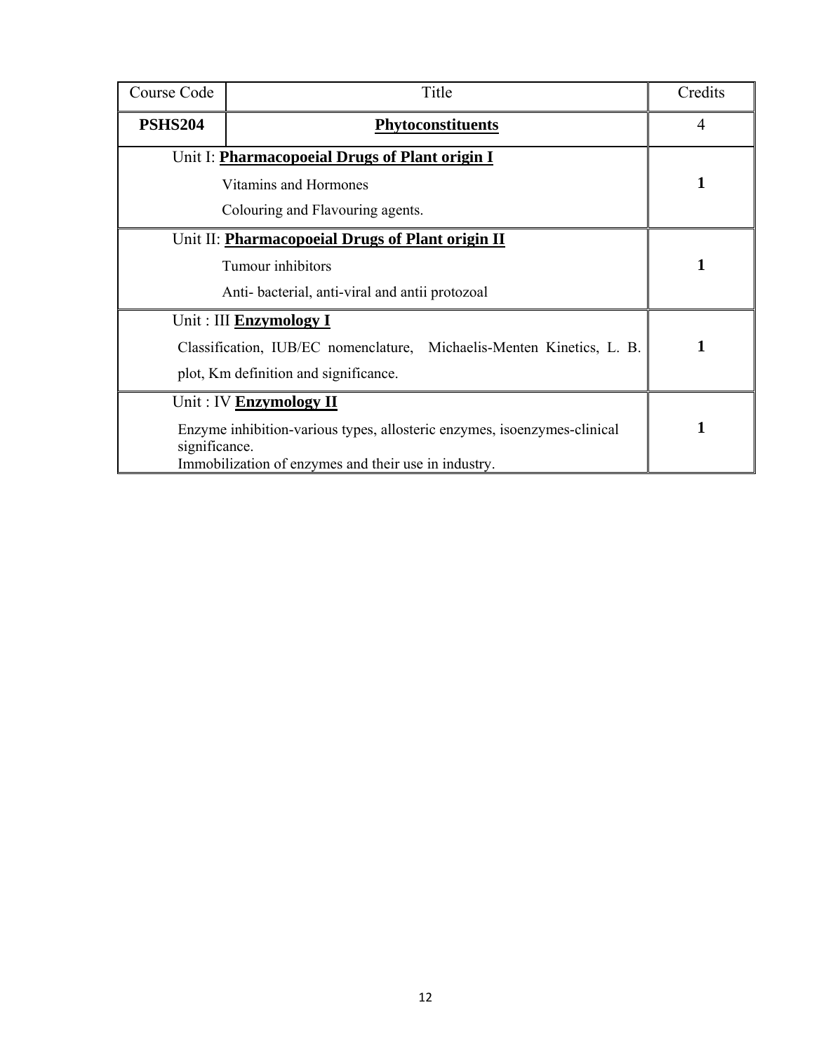| Course Code | Title | Credits |
|---|---|---|
| **PSHS204** | **Phytoconstituents** | 4 |
| Unit I: **Pharmacopoeial Drugs of Plant origin I**<br>Vitamins and Hormones<br>Colouring and Flavouring agents. | | **1** |
| Unit II: **Pharmacopoeial Drugs of Plant origin II**<br>Tumour inhibitors<br>Anti- bacterial, anti-viral and antii protozoal | | **1** |
| Unit : III **Enzymology I**<br>Classification, IUB/EC nomenclature, Michaelis-Menten Kinetics, L. B. plot, Km definition and significance. | | **1** |
| Unit : IV **Enzymology II**<br>Enzyme inhibition-various types, allosteric enzymes, isoenzymes-clinical significance.<br>Immobilization of enzymes and their use in industry. | | **1** |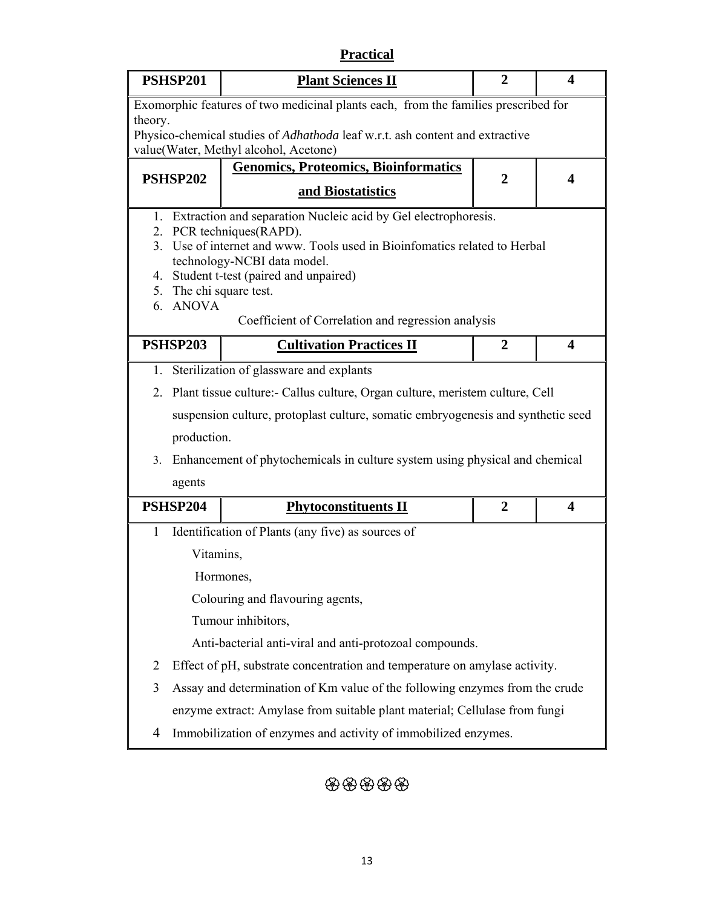## Practical

| PSHSP201 | Plant Sciences II | 2 | 4 |
|---|---|---|---|

Exomorphic features of two medicinal plants each, from the families prescribed for theory.
Physico-chemical studies of *Adhathoda* leaf w.r.t. ash content and extractive value(Water, Methyl alcohol, Acetone)

| PSHSP202 | Genomics, Proteomics, Bioinformatics and Biostatistics | 2 | 4 |
|---|---|---|---|

1. Extraction and separation Nucleic acid by Gel electrophoresis.
2. PCR techniques(RAPD).
3. Use of internet and www. Tools used in Bioinfomatics related to Herbal technology-NCBI data model.
4. Student t-test (paired and unpaired)
5. The chi square test.
6. ANOVA

   Coefficient of Correlation and regression analysis

| PSHSP203 | Cultivation Practices II | 2 | 4 |
|---|---|---|---|

1. Sterilization of glassware and explants
2. Plant tissue culture:- Callus culture, Organ culture, meristem culture, Cell suspension culture, protoplast culture, somatic embryogenesis and synthetic seed production.
3. Enhancement of phytochemicals in culture system using physical and chemical agents

| PSHSP204 | Phytoconstituents II | 2 | 4 |
|---|---|---|---|

1. Identification of Plants (any five) as sources of
   - Vitamins,
   - Hormones,
   - Colouring and flavouring agents,
   - Tumour inhibitors,
   - Anti-bacterial anti-viral and anti-protozoal compounds.
2. Effect of pH, substrate concentration and temperature on amylase activity.
3. Assay and determination of Km value of the following enzymes from the crude enzyme extract: Amylase from suitable plant material; Cellulase from fungi
4. Immobilization of enzymes and activity of immobilized enzymes.

❀❀❀❀❀